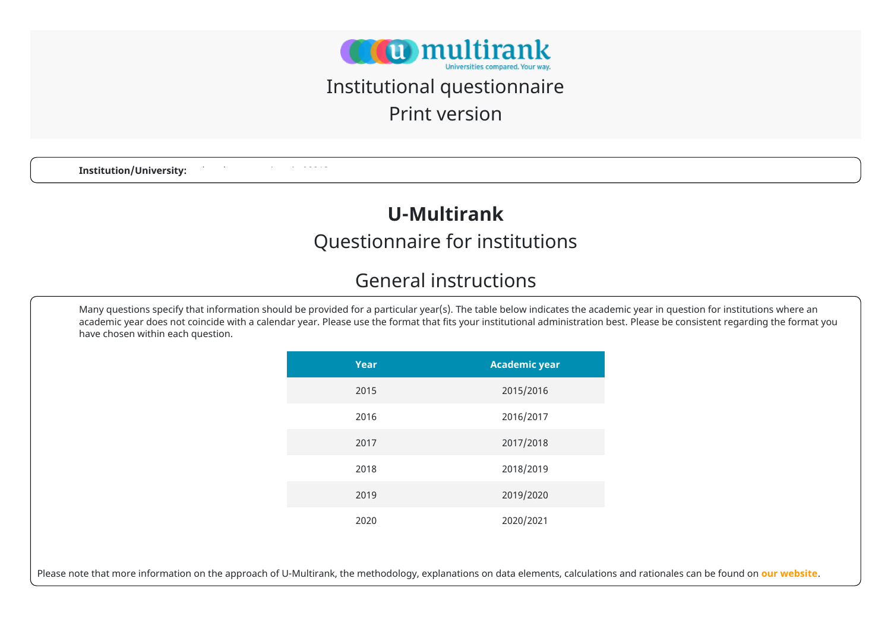# Institutional questionnaire

## Print version

**Institution/University:**

# U-Multirank

## Questionnaire for institutions

## General instructions

Many questions specify that information should be provided for a particular year(s). The table below indicates the academic year in question for institutions where an academic year does not coincide with a calendar year. Please use the format that fits your institutional administration best. Please be consistent regarding the format you have chosen within each question.

| Year | Academic year |
|---|---|
| 2015 | 2015/2016 |
| 2016 | 2016/2017 |
| 2017 | 2017/2018 |
| 2018 | 2018/2019 |
| 2019 | 2019/2020 |
| 2020 | 2020/2021 |

Please note that more information on the approach of U-Multirank, the methodology, explanations on data elements, calculations and rationales can be found on **our website**.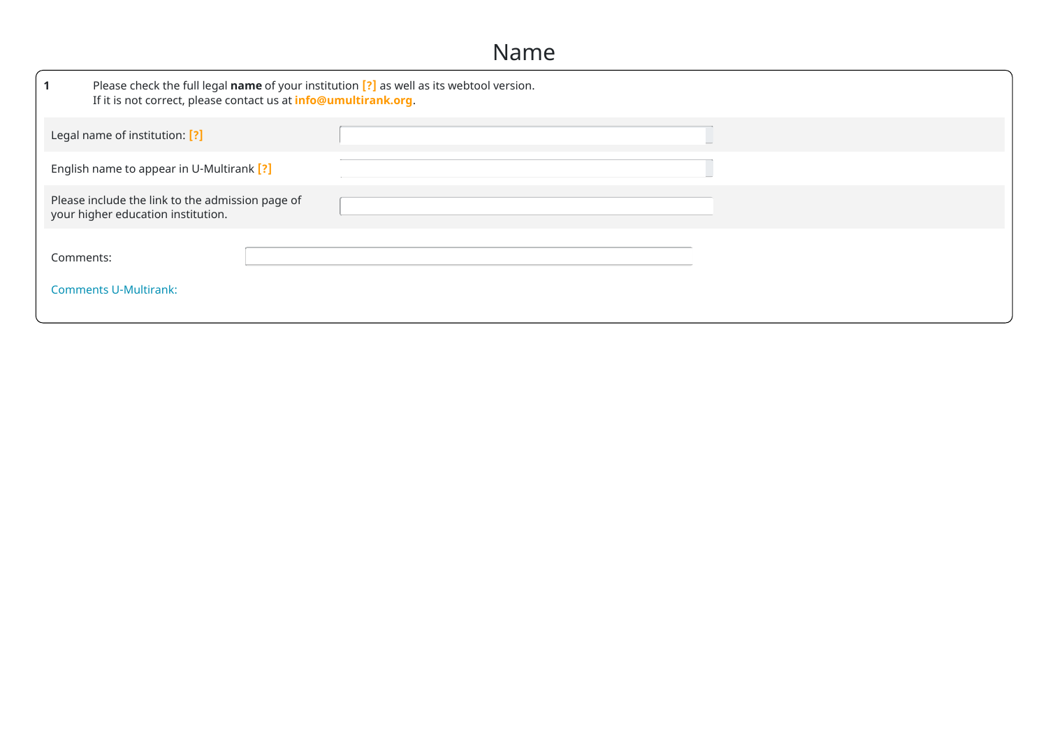# Name

**1** Please check the full legal **name** of your institution [?] as well as its webtool version.
If it is not correct, please contact us at **info@umultirank.org**.

| | |
|---|---|
| Legal name of institution: [?] | |
| English name to appear in U-Multirank [?] | |
| Please include the link to the admission page of your higher education institution. | |

Comments:

Comments U-Multirank: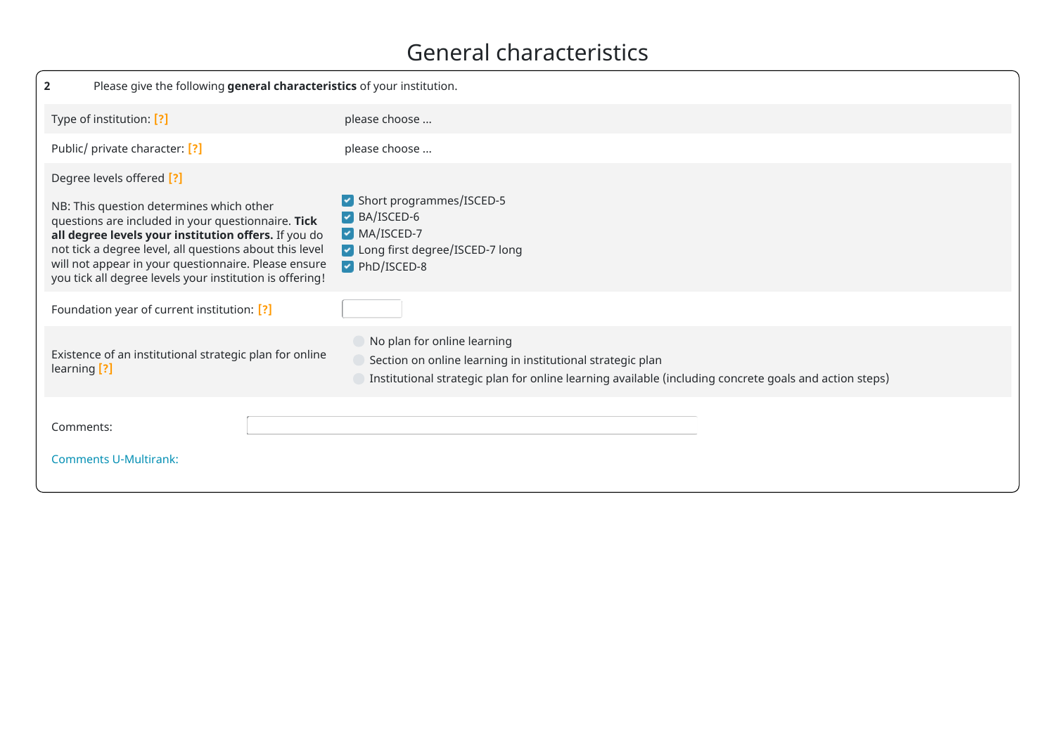# General characteristics

**2** Please give the following **general characteristics** of your institution.

| | |
|---|---|
| Type of institution: [?] | please choose ... |
| Public/ private character: [?] | please choose ... |
| Degree levels offered [?]<br><br>NB: This question determines which other questions are included in your questionnaire. **Tick all degree levels your institution offers.** If you do not tick a degree level, all questions about this level will not appear in your questionnaire. Please ensure you tick all degree levels your institution is offering! | ☑ Short programmes/ISCED-5<br>☑ BA/ISCED-6<br>☑ MA/ISCED-7<br>☑ Long first degree/ISCED-7 long<br>☑ PhD/ISCED-8 |
| Foundation year of current institution: [?] | |
| Existence of an institutional strategic plan for online learning [?] | ○ No plan for online learning<br>○ Section on online learning in institutional strategic plan<br>○ Institutional strategic plan for online learning available (including concrete goals and action steps) |

Comments:

Comments U-Multirank: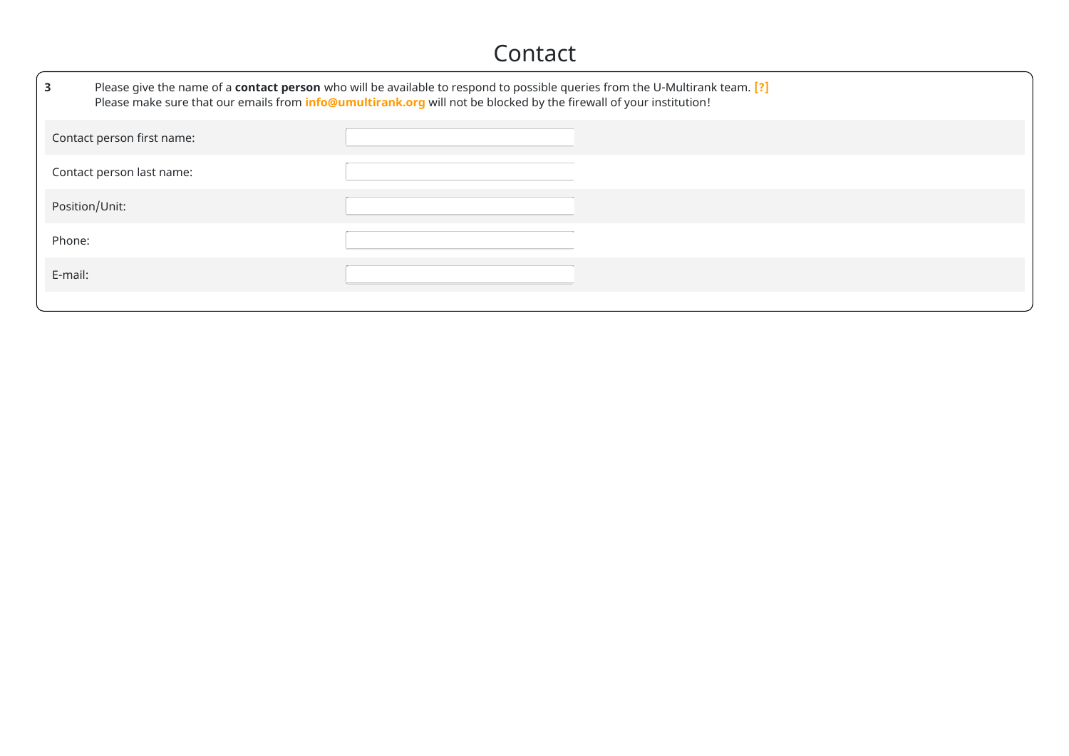# Contact

**3** Please give the name of a **contact person** who will be available to respond to possible queries from the U-Multirank team. **[?]**
Please make sure that our emails from **info@umultirank.org** will not be blocked by the firewall of your institution!

| | |
|---|---|
| Contact person first name: | |
| Contact person last name: | |
| Position/Unit: | |
| Phone: | |
| E-mail: | |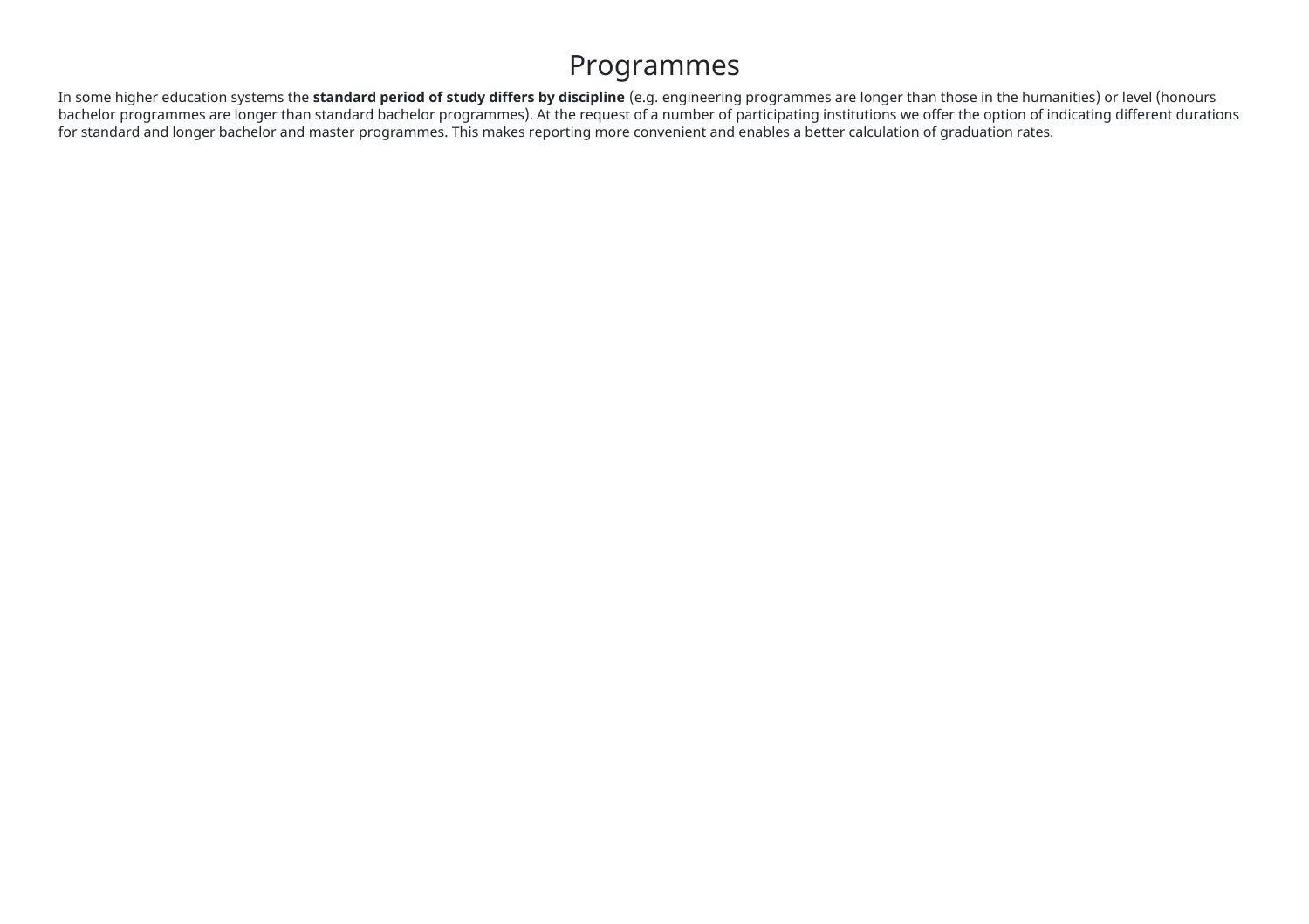# Programmes

In some higher education systems the **standard period of study differs by discipline** (e.g. engineering programmes are longer than those in the humanities) or level (honours bachelor programmes are longer than standard bachelor programmes). At the request of a number of participating institutions we offer the option of indicating different durations for standard and longer bachelor and master programmes. This makes reporting more convenient and enables a better calculation of graduation rates.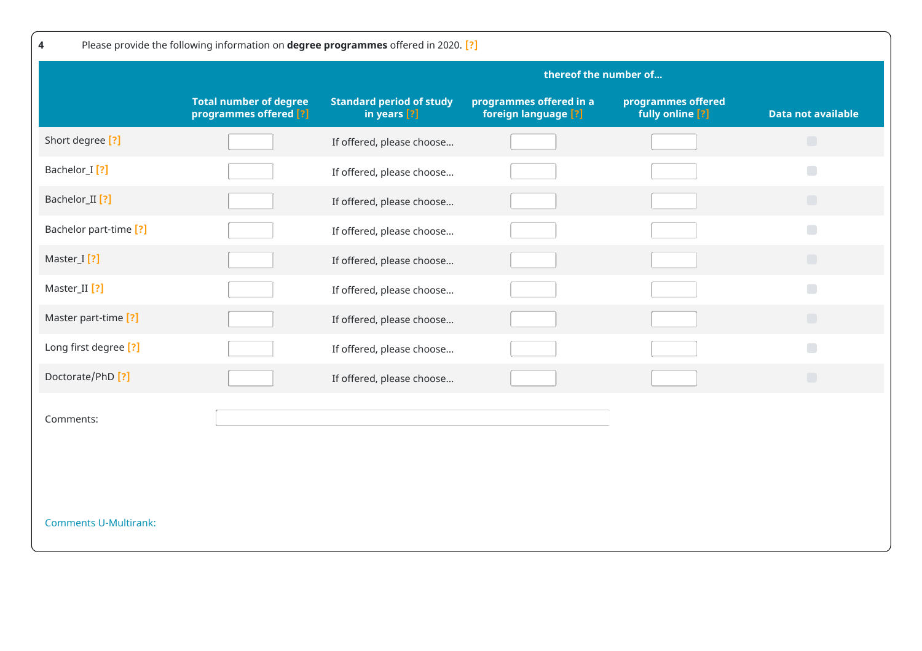**4** Please provide the following information on **degree programmes** offered in 2020. [?]

| | | | thereof the number of... | | |
|---|---|---|---|---|---|
| | Total number of degree programmes offered [?] | Standard period of study in years [?] | programmes offered in a foreign language [?] | programmes offered fully online [?] | Data not available |
| Short degree [?] | | If offered, please choose... | | | |
| Bachelor_I [?] | | If offered, please choose... | | | |
| Bachelor_II [?] | | If offered, please choose... | | | |
| Bachelor part-time [?] | | If offered, please choose... | | | |
| Master_I [?] | | If offered, please choose... | | | |
| Master_II [?] | | If offered, please choose... | | | |
| Master part-time [?] | | If offered, please choose... | | | |
| Long first degree [?] | | If offered, please choose... | | | |
| Doctorate/PhD [?] | | If offered, please choose... | | | |

Comments:

Comments U-Multirank: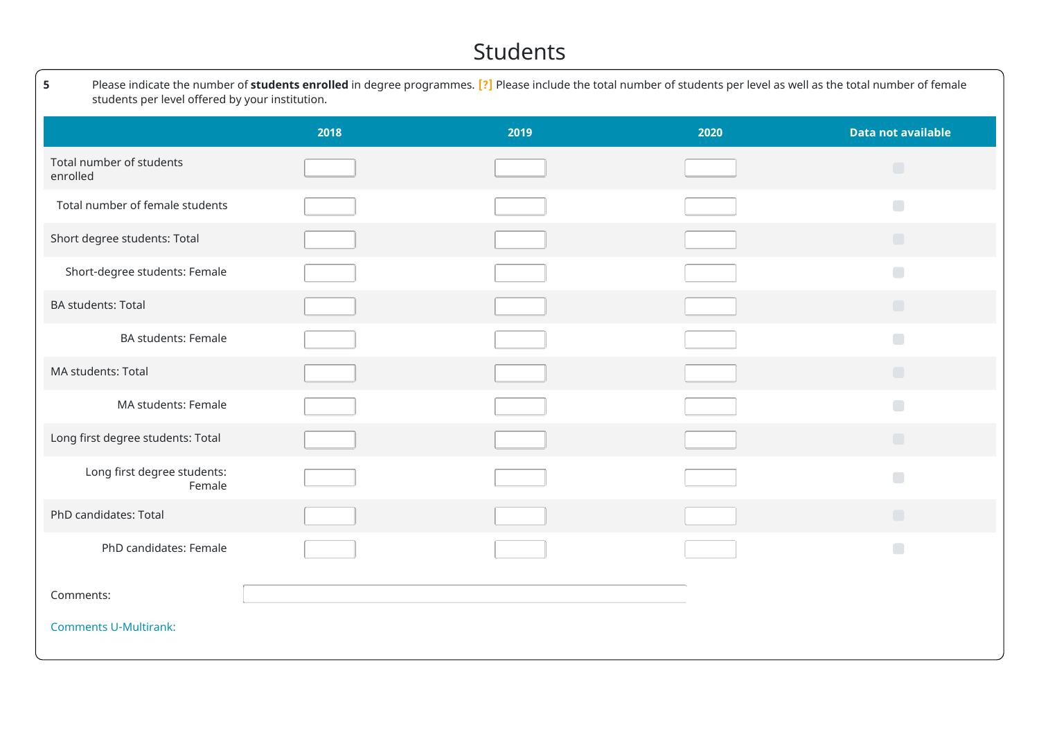# Students

**5** Please indicate the number of **students enrolled** in degree programmes. [?] Please include the total number of students per level as well as the total number of female students per level offered by your institution.

| | 2018 | 2019 | 2020 | Data not available |
|---|---|---|---|---|
| Total number of students enrolled | | | | |
| Total number of female students | | | | |
| Short degree students: Total | | | | |
| Short-degree students: Female | | | | |
| BA students: Total | | | | |
| BA students: Female | | | | |
| MA students: Total | | | | |
| MA students: Female | | | | |
| Long first degree students: Total | | | | |
| Long first degree students: Female | | | | |
| PhD candidates: Total | | | | |
| PhD candidates: Female | | | | |

Comments:

Comments U-Multirank: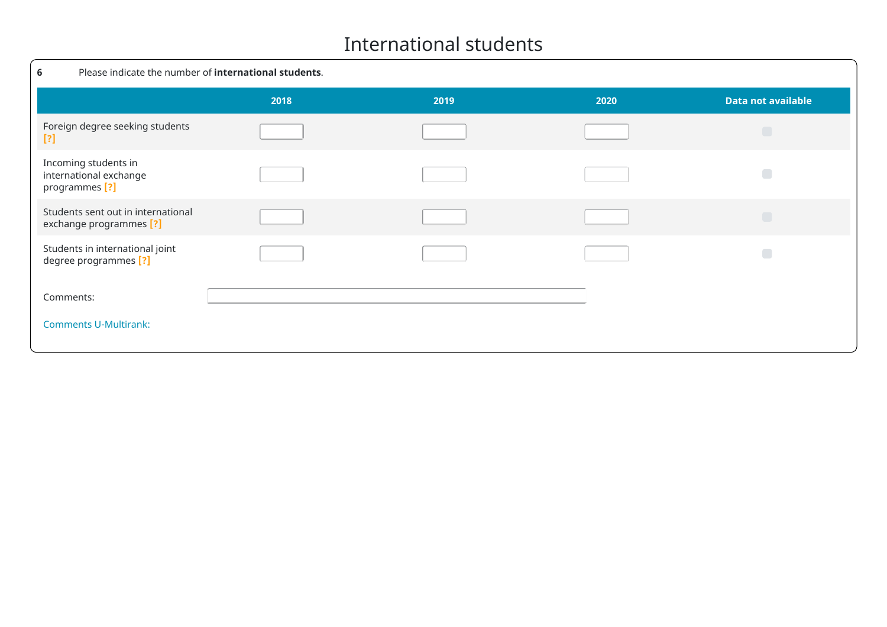# International students

**6** Please indicate the number of **international students**.

| | 2018 | 2019 | 2020 | Data not available |
|---|---|---|---|---|
| Foreign degree seeking students [?] | | | | |
| Incoming students in international exchange programmes [?] | | | | |
| Students sent out in international exchange programmes [?] | | | | |
| Students in international joint degree programmes [?] | | | | |

Comments:

Comments U-Multirank: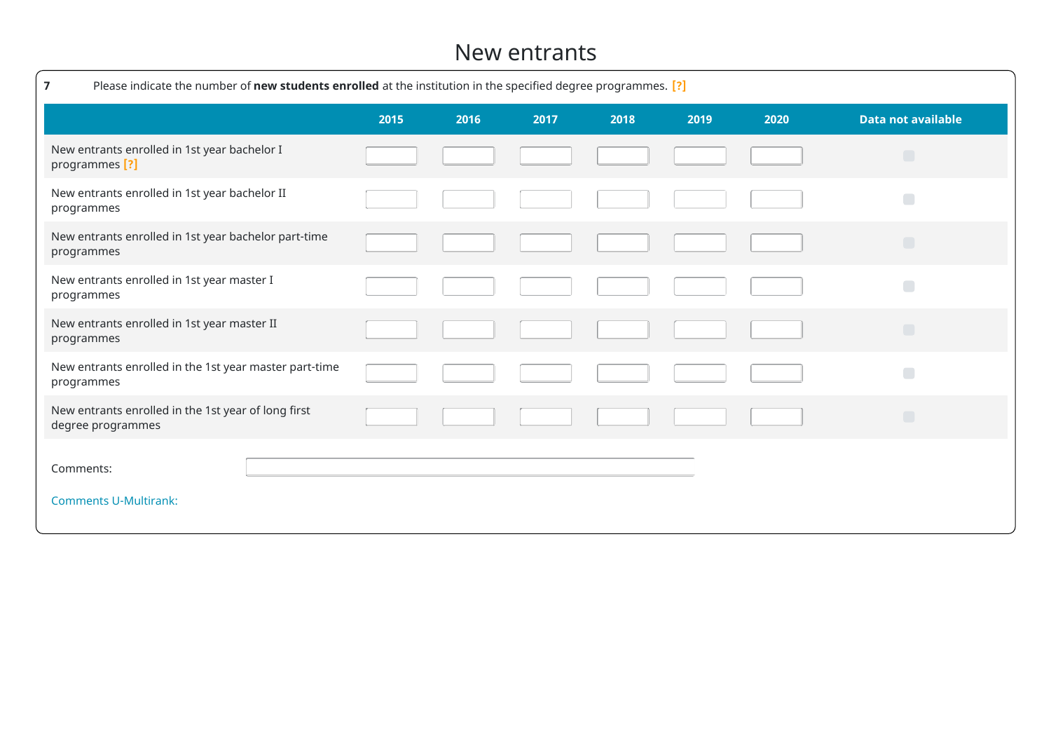# New entrants

**7** Please indicate the number of **new students enrolled** at the institution in the specified degree programmes. [?]

| | 2015 | 2016 | 2017 | 2018 | 2019 | 2020 | Data not available |
|---|---|---|---|---|---|---|---|
| New entrants enrolled in 1st year bachelor I programmes [?] | | | | | | | |
| New entrants enrolled in 1st year bachelor II programmes | | | | | | | |
| New entrants enrolled in 1st year bachelor part-time programmes | | | | | | | |
| New entrants enrolled in 1st year master I programmes | | | | | | | |
| New entrants enrolled in 1st year master II programmes | | | | | | | |
| New entrants enrolled in the 1st year master part-time programmes | | | | | | | |
| New entrants enrolled in the 1st year of long first degree programmes | | | | | | | |

Comments:

Comments U-Multirank: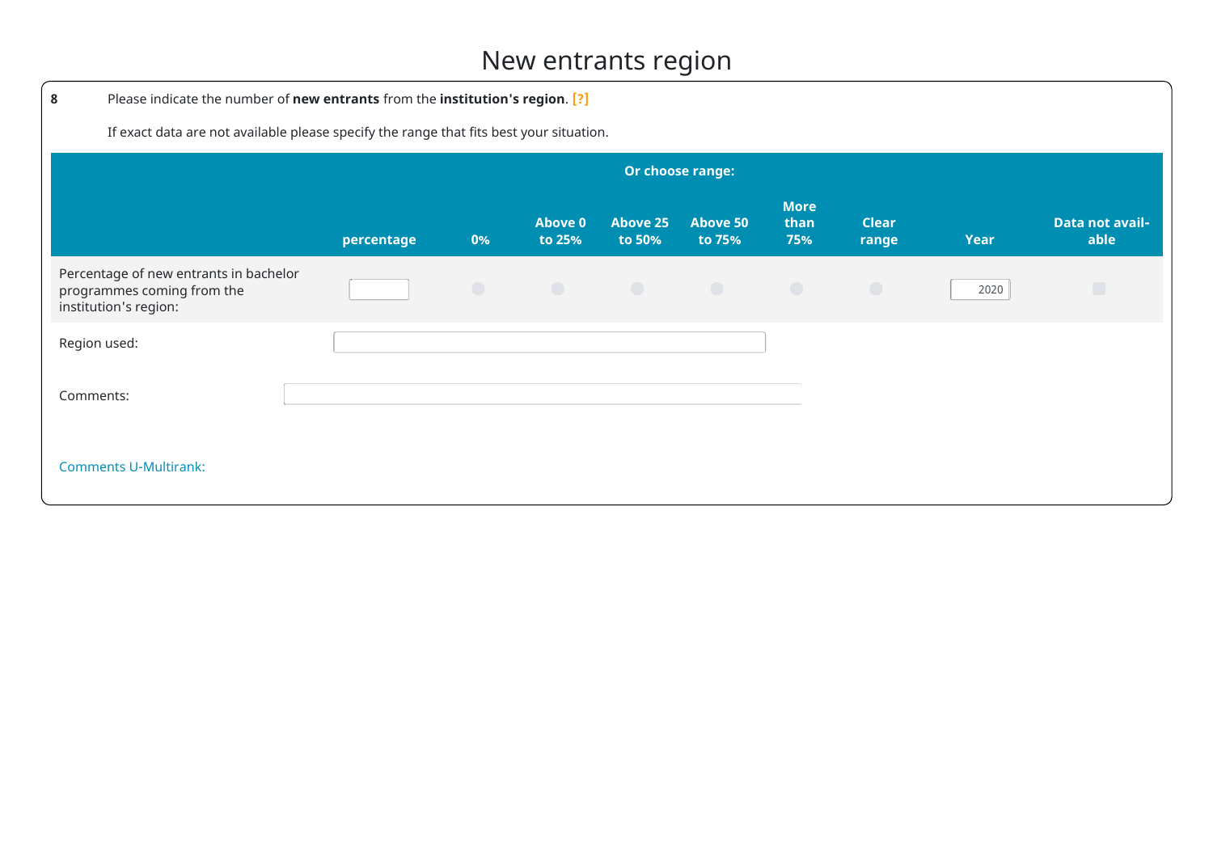# New entrants region

**8** Please indicate the number of **new entrants** from the **institution's region**. [?]

If exact data are not available please specify the range that fits best your situation.

| | | Or choose range: | | | | | | | |
|---|---|---|---|---|---|---|---|---|---|
| | percentage | 0% | Above 0 to 25% | Above 25 to 50% | Above 50 to 75% | More than 75% | Clear range | Year | Data not available |
| Percentage of new entrants in bachelor programmes coming from the institution's region: | | | | | | | | 2020 | |

Region used:

Comments:

Comments U-Multirank: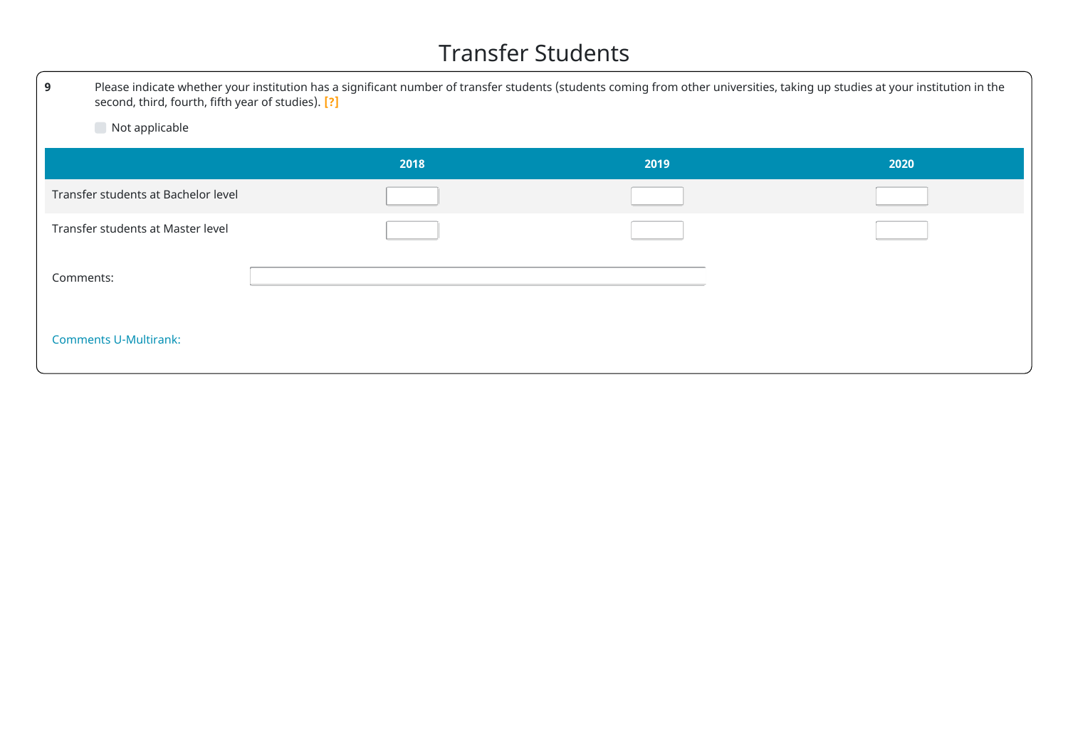# Transfer Students

**9** Please indicate whether your institution has a significant number of transfer students (students coming from other universities, taking up studies at your institution in the second, third, fourth, fifth year of studies). [?]

☐ Not applicable

| | 2018 | 2019 | 2020 |
|---|---|---|---|
| Transfer students at Bachelor level | | | |
| Transfer students at Master level | | | |

Comments:

Comments U-Multirank: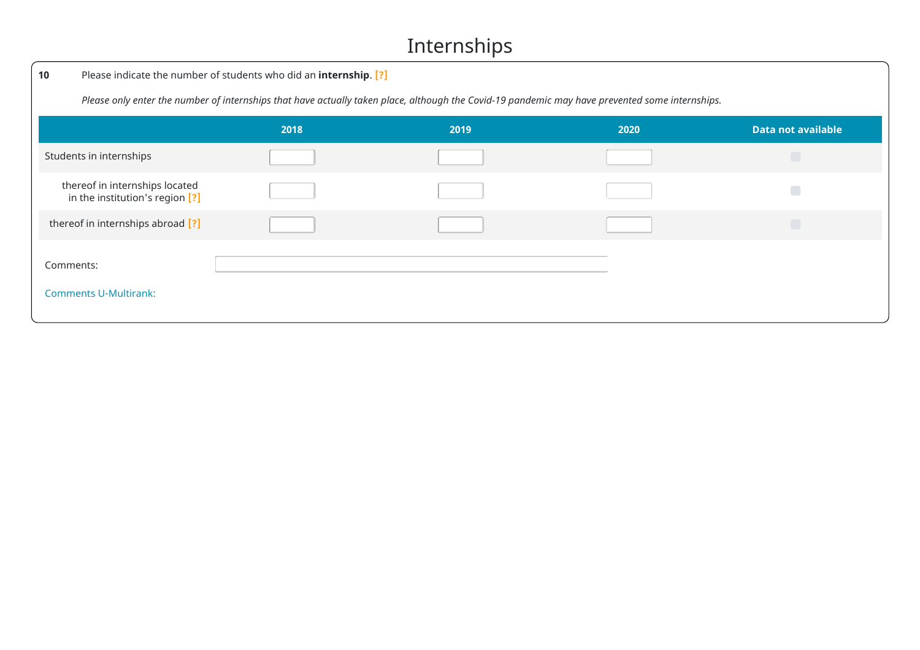# Internships

**10** Please indicate the number of students who did an **internship**. [?]

*Please only enter the number of internships that have actually taken place, although the Covid-19 pandemic may have prevented some internships.*

| | 2018 | 2019 | 2020 | Data not available |
|---|---|---|---|---|
| Students in internships | | | | |
| thereof in internships located in the institution's region [?] | | | | |
| thereof in internships abroad [?] | | | | |

Comments:

Comments U-Multirank: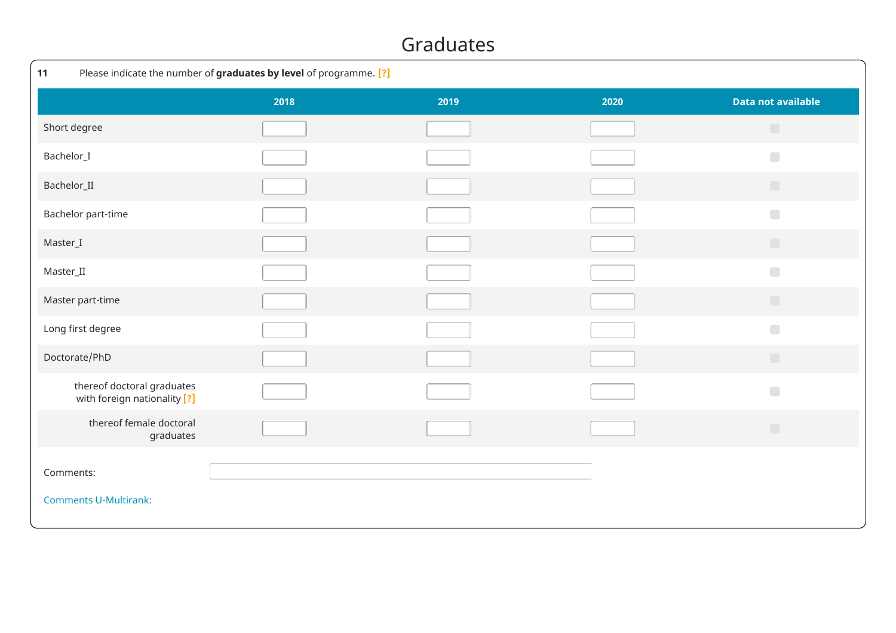# Graduates

**11** Please indicate the number of **graduates by level** of programme. [?]

| | 2018 | 2019 | 2020 | Data not available |
|---|---|---|---|---|
| Short degree | | | | |
| Bachelor_I | | | | |
| Bachelor_II | | | | |
| Bachelor part-time | | | | |
| Master_I | | | | |
| Master_II | | | | |
| Master part-time | | | | |
| Long first degree | | | | |
| Doctorate/PhD | | | | |
| thereof doctoral graduates with foreign nationality [?] | | | | |
| thereof female doctoral graduates | | | | |

Comments:

Comments U-Multirank: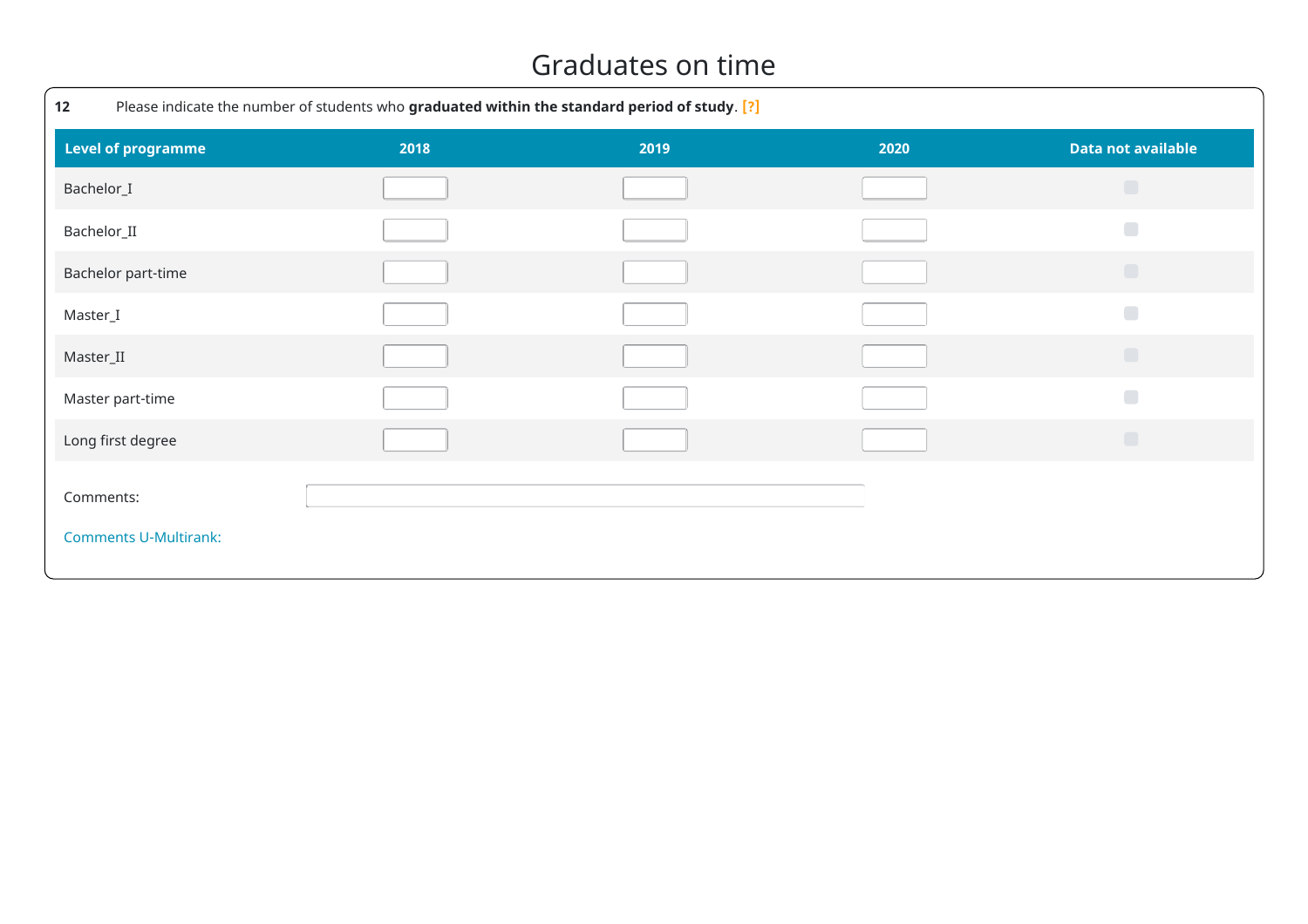# Graduates on time

**12** Please indicate the number of students who **graduated within the standard period of study**. [?]

| Level of programme | 2018 | 2019 | 2020 | Data not available |
|---|---|---|---|---|
| Bachelor_I | | | | |
| Bachelor_II | | | | |
| Bachelor part-time | | | | |
| Master_I | | | | |
| Master_II | | | | |
| Master part-time | | | | |
| Long first degree | | | | |

Comments:

Comments U-Multirank: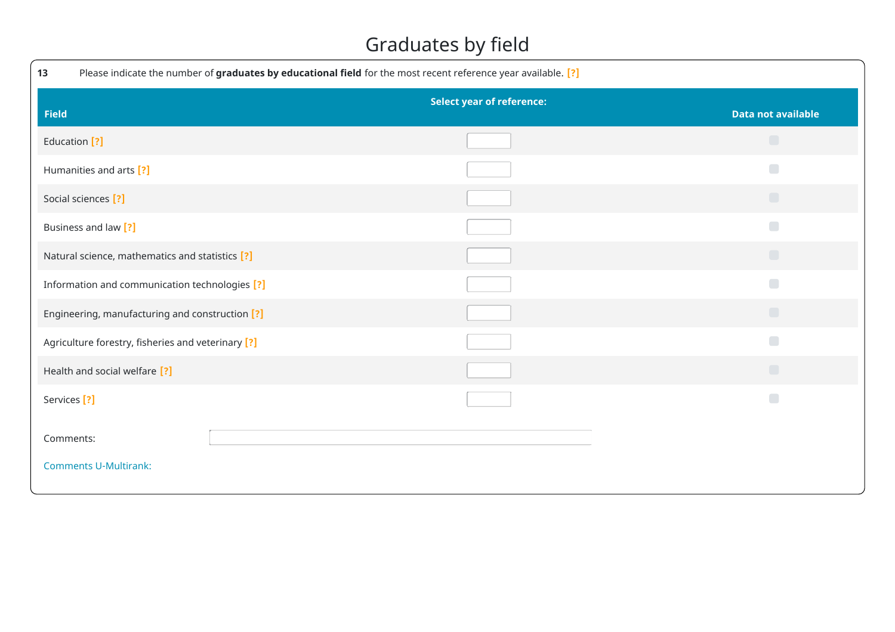# Graduates by field

**13** Please indicate the number of **graduates by educational field** for the most recent reference year available. [?]

| Field | Select year of reference: | Data not available |
|---|---|---|
| Education [?] | | |
| Humanities and arts [?] | | |
| Social sciences [?] | | |
| Business and law [?] | | |
| Natural science, mathematics and statistics [?] | | |
| Information and communication technologies [?] | | |
| Engineering, manufacturing and construction [?] | | |
| Agriculture forestry, fisheries and veterinary [?] | | |
| Health and social welfare [?] | | |
| Services [?] | | |

Comments:

Comments U-Multirank: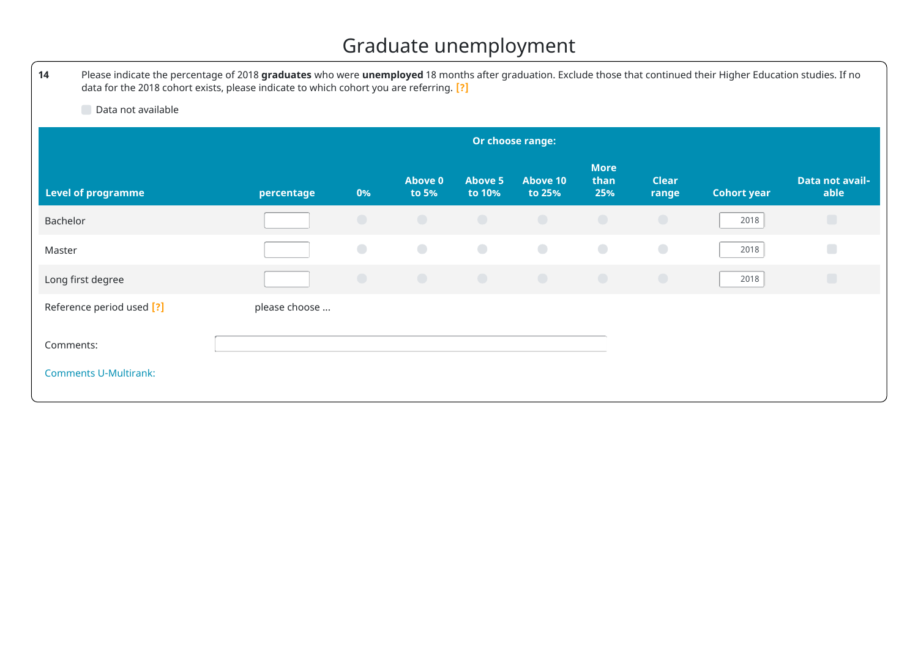# Graduate unemployment

**14** Please indicate the percentage of 2018 **graduates** who were **unemployed** 18 months after graduation. Exclude those that continued their Higher Education studies. If no data for the 2018 cohort exists, please indicate to which cohort you are referring. [?]

☐ Data not available

| | | Or choose range: | | | | | | | |
|---|---|---|---|---|---|---|---|---|---|
| **Level of programme** | **percentage** | **0%** | **Above 0 to 5%** | **Above 5 to 10%** | **Above 10 to 25%** | **More than 25%** | **Clear range** | **Cohort year** | **Data not available** |
| Bachelor | | ○ | ○ | ○ | ○ | ○ | ○ | 2018 | ☐ |
| Master | | ○ | ○ | ○ | ○ | ○ | ○ | 2018 | ☐ |
| Long first degree | | ○ | ○ | ○ | ○ | ○ | ○ | 2018 | ☐ |

Reference period used [?] please choose ...

Comments:

Comments U-Multirank: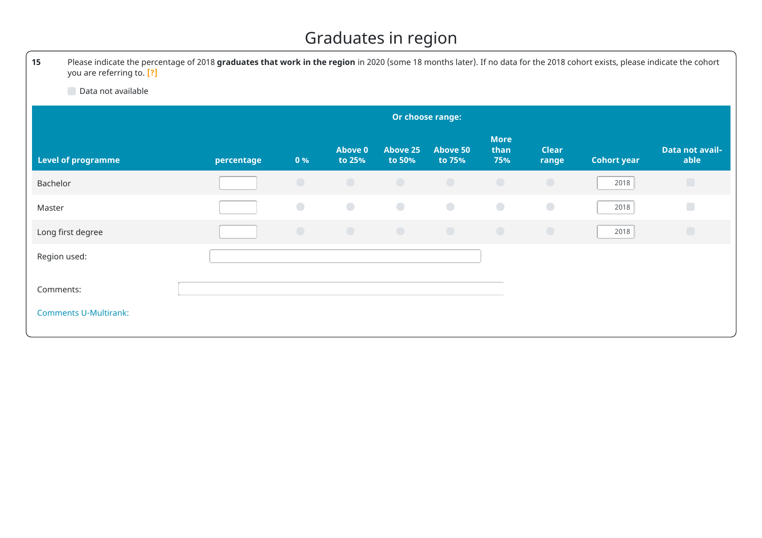# Graduates in region

**15** Please indicate the percentage of 2018 **graduates that work in the region** in 2020 (some 18 months later). If no data for the 2018 cohort exists, please indicate the cohort you are referring to. [?]

☐ Data not available

| Level of programme | percentage | Or choose range: 0 % | Above 0 to 25% | Above 25 to 50% | Above 50 to 75% | More than 75% | Clear range | Cohort year | Data not available |
|---|---|---|---|---|---|---|---|---|---|
| Bachelor | | | | | | | | 2018 | ☐ |
| Master | | | | | | | | 2018 | ☐ |
| Long first degree | | | | | | | | 2018 | ☐ |

Region used:

Comments:

Comments U-Multirank: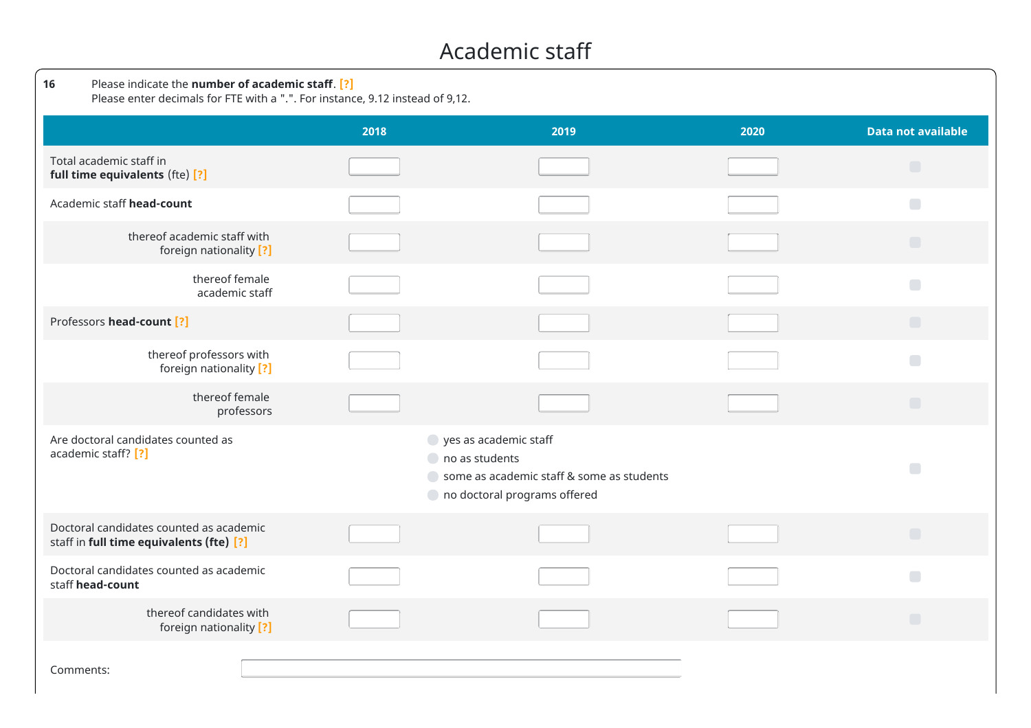# Academic staff

**16** Please indicate the **number of academic staff**. [?]
Please enter decimals for FTE with a ".". For instance, 9.12 instead of 9,12.

| | 2018 | 2019 | 2020 | Data not available |
|---|---|---|---|---|
| Total academic staff in **full time equivalents** (fte) [?] | | | | |
| Academic staff **head-count** | | | | |
| thereof academic staff with foreign nationality [?] | | | | |
| thereof female academic staff | | | | |
| Professors **head-count** [?] | | | | |
| thereof professors with foreign nationality [?] | | | | |
| thereof female professors | | | | |
| Are doctoral candidates counted as academic staff? [?] | yes as academic staff / no as students / some as academic staff & some as students / no doctoral programs offered | | | |
| Doctoral candidates counted as academic staff in **full time equivalents (fte)** [?] | | | | |
| Doctoral candidates counted as academic staff **head-count** | | | | |
| thereof candidates with foreign nationality [?] | | | | |

Comments: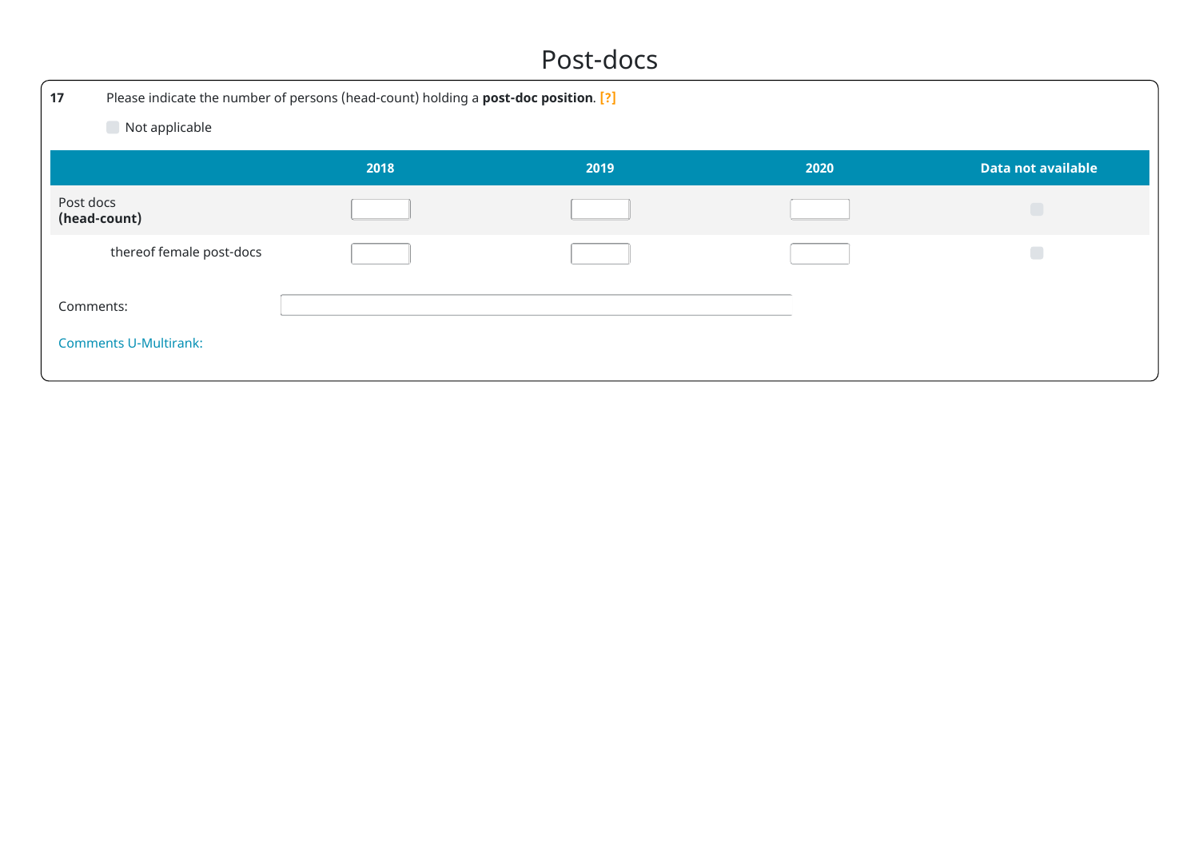# Post-docs

**17** Please indicate the number of persons (head-count) holding a **post-doc position**. [?]

☐ Not applicable

| | 2018 | 2019 | 2020 | Data not available |
|---|---|---|---|---|
| Post docs **(head-count)** | | | | ☐ |
| thereof female post-docs | | | | ☐ |

Comments:

Comments U-Multirank: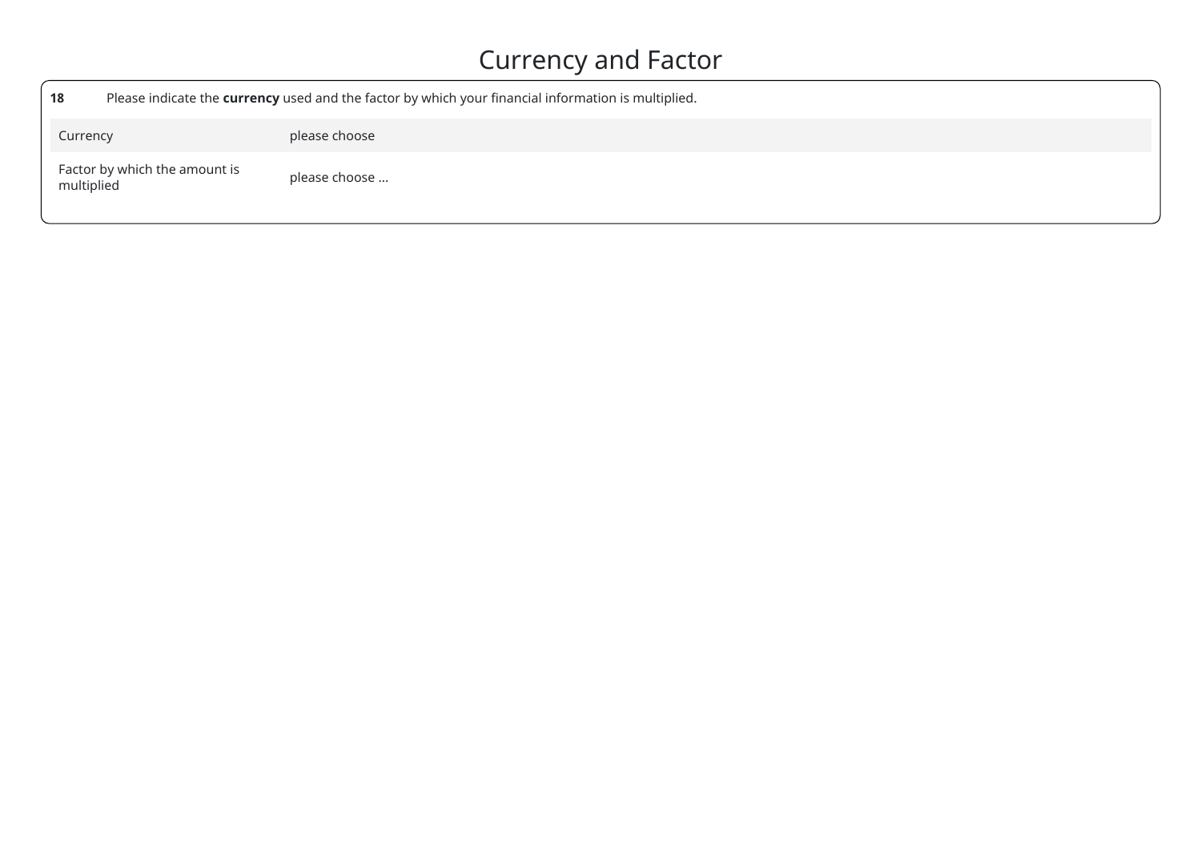# Currency and Factor

**18** Please indicate the **currency** used and the factor by which your financial information is multiplied.

| | |
|---|---|
| Currency | please choose |
| Factor by which the amount is multiplied | please choose ... |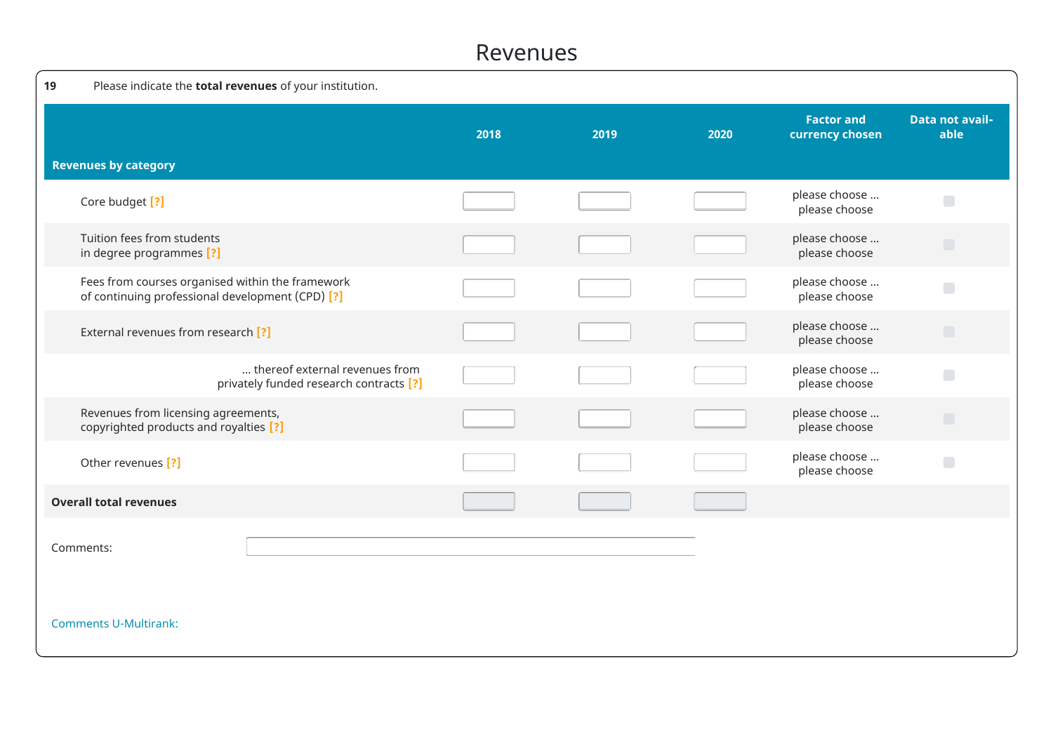# Revenues

**19** Please indicate the **total revenues** of your institution.

| Revenues by category | 2018 | 2019 | 2020 | Factor and currency chosen | Data not available |
|---|---|---|---|---|---|
| Core budget [?] | | | | please choose ... please choose | |
| Tuition fees from students in degree programmes [?] | | | | please choose ... please choose | |
| Fees from courses organised within the framework of continuing professional development (CPD) [?] | | | | please choose ... please choose | |
| External revenues from research [?] | | | | please choose ... please choose | |
| ... thereof external revenues from privately funded research contracts [?] | | | | please choose ... please choose | |
| Revenues from licensing agreements, copyrighted products and royalties [?] | | | | please choose ... please choose | |
| Other revenues [?] | | | | please choose ... please choose | |
| **Overall total revenues** | | | | | |

Comments:

Comments U-Multirank: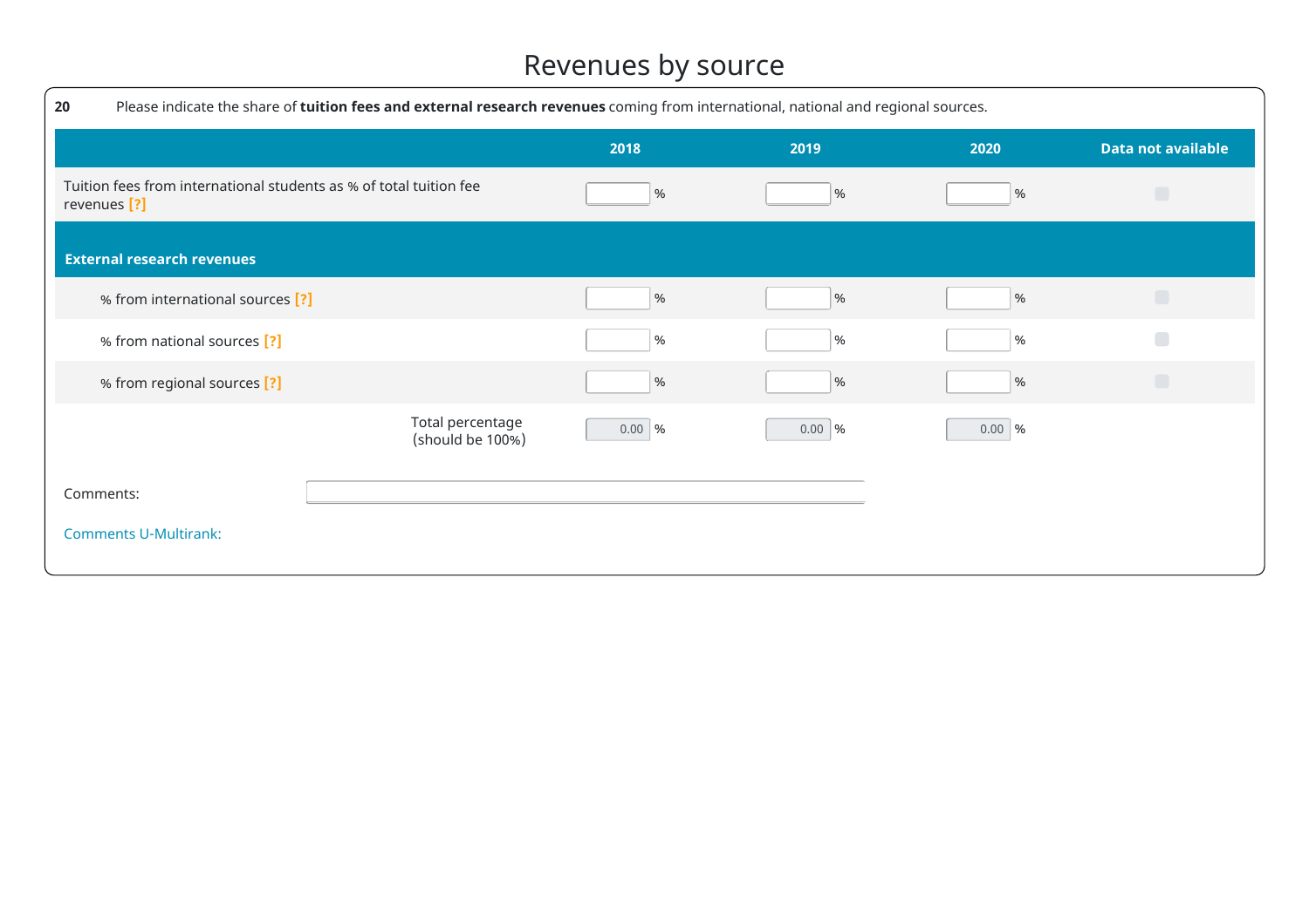# Revenues by source

**20** Please indicate the share of **tuition fees and external research revenues** coming from international, national and regional sources.

| | 2018 | 2019 | 2020 | Data not available |
|---|---|---|---|---|
| Tuition fees from international students as % of total tuition fee revenues [?] | % | % | % | |
| **External research revenues** | | | | |
| % from international sources [?] | % | % | % | |
| % from national sources [?] | % | % | % | |
| % from regional sources [?] | % | % | % | |
| Total percentage (should be 100%) | 0.00 % | 0.00 % | 0.00 % | |

Comments:

Comments U-Multirank: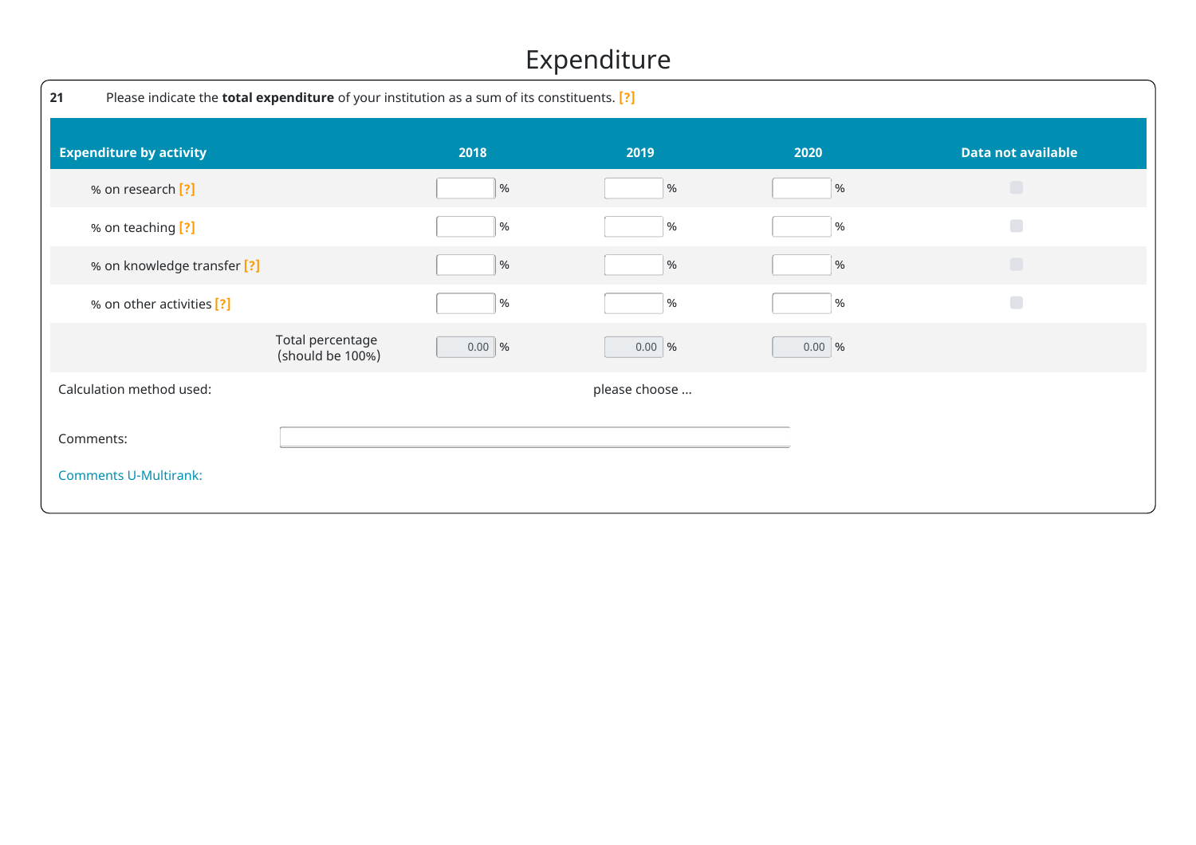# Expenditure

**21** Please indicate the **total expenditure** of your institution as a sum of its constituents. [?]

| Expenditure by activity | 2018 | 2019 | 2020 | Data not available |
|---|---|---|---|---|
| % on research [?] | % | % | % | |
| % on teaching [?] | % | % | % | |
| % on knowledge transfer [?] | % | % | % | |
| % on other activities [?] | % | % | % | |
| Total percentage (should be 100%) | 0.00 % | 0.00 % | 0.00 % | |

Calculation method used: please choose ...

Comments:

Comments U-Multirank: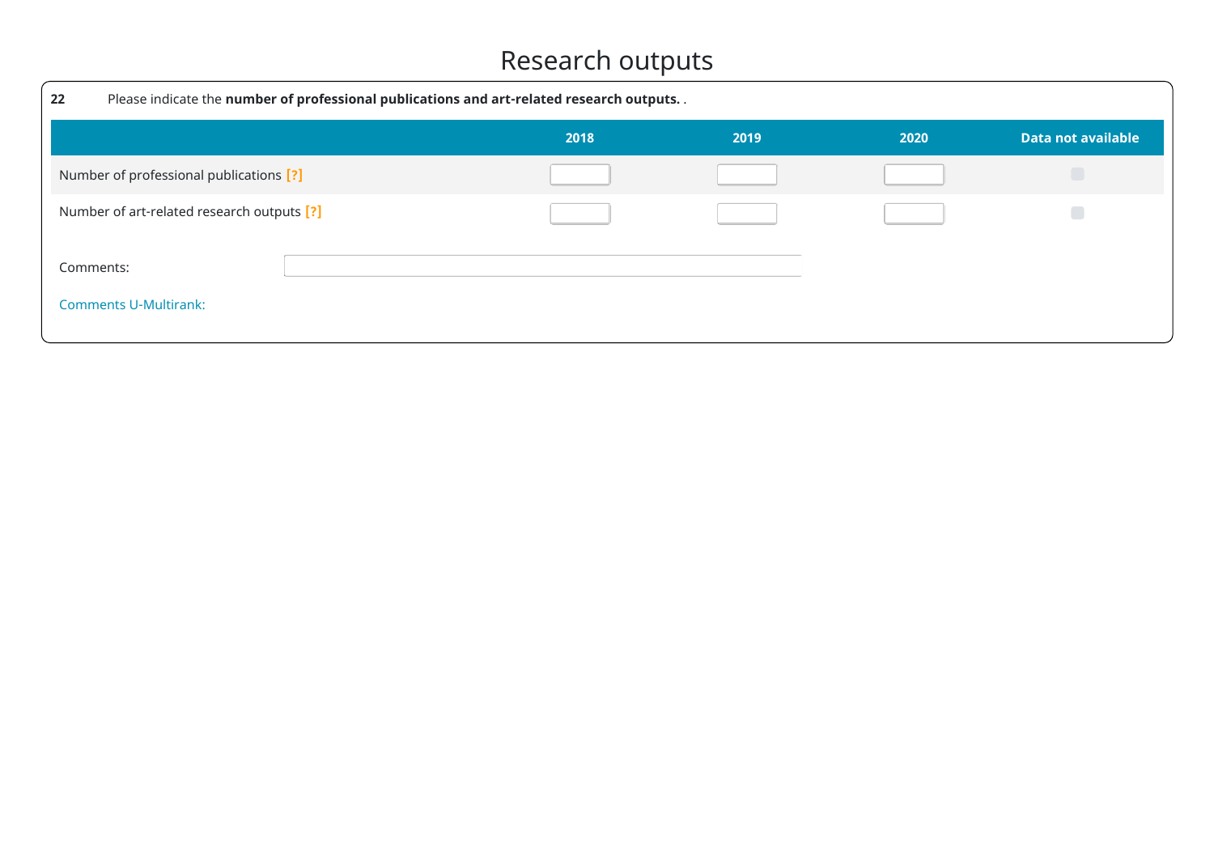# Research outputs

**22** Please indicate the **number of professional publications and art-related research outputs.** .

| | 2018 | 2019 | 2020 | Data not available |
|---|---|---|---|---|
| Number of professional publications [?] | | | | |
| Number of art-related research outputs [?] | | | | |

Comments:

Comments U-Multirank: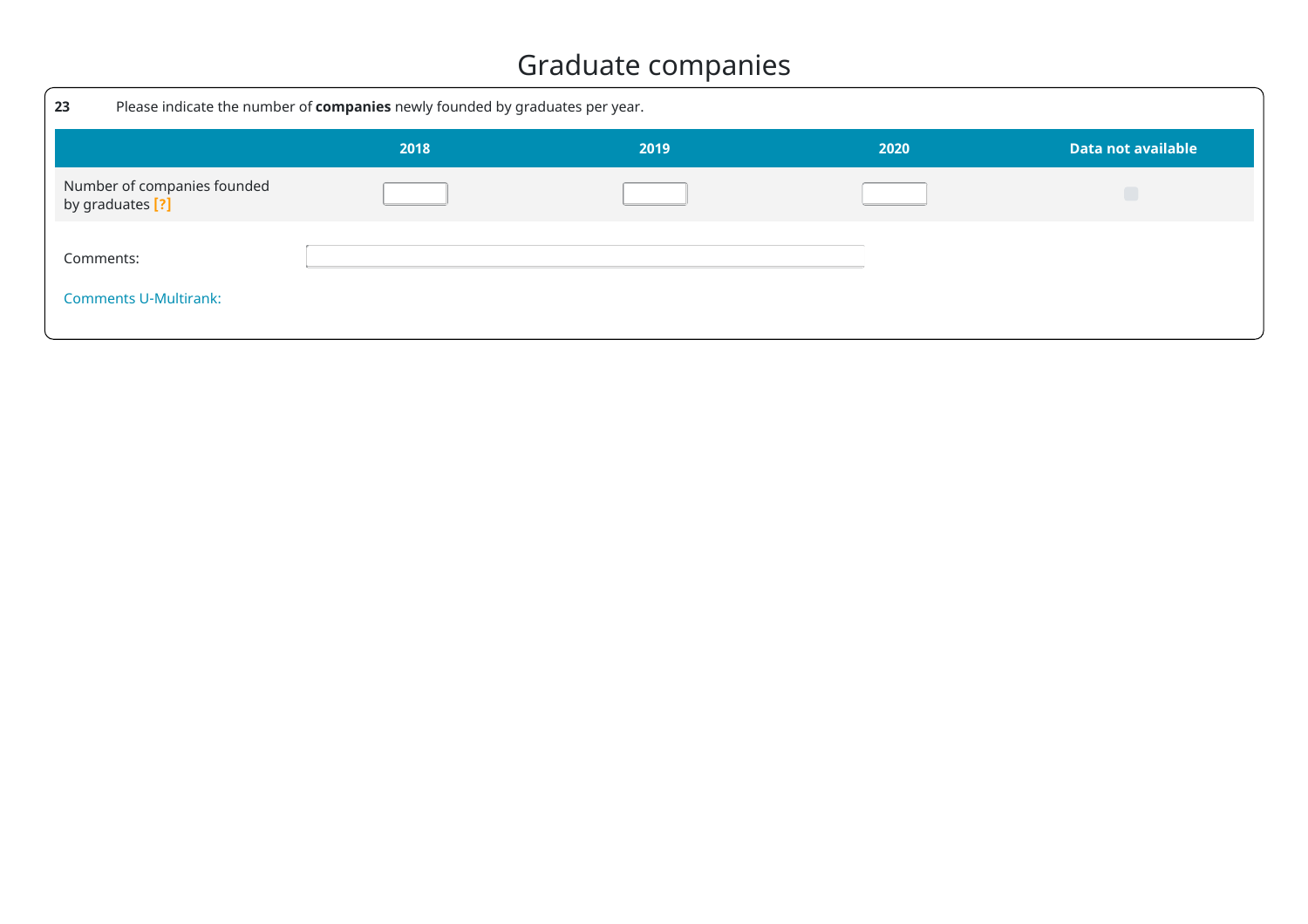# Graduate companies

**23** Please indicate the number of **companies** newly founded by graduates per year.

| | 2018 | 2019 | 2020 | Data not available |
|---|---|---|---|---|
| Number of companies founded by graduates [?] | | | | |

Comments:

Comments U-Multirank: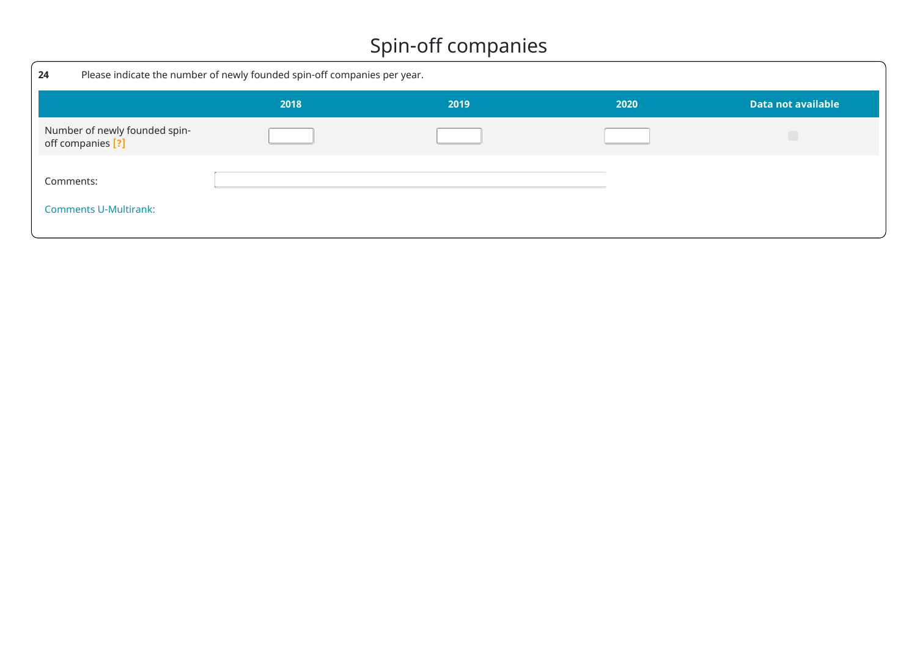# Spin-off companies

**24** Please indicate the number of newly founded spin-off companies per year.

| | 2018 | 2019 | 2020 | Data not available |
|---|---|---|---|---|
| Number of newly founded spin-off companies [?] | | | | |

Comments:

Comments U-Multirank: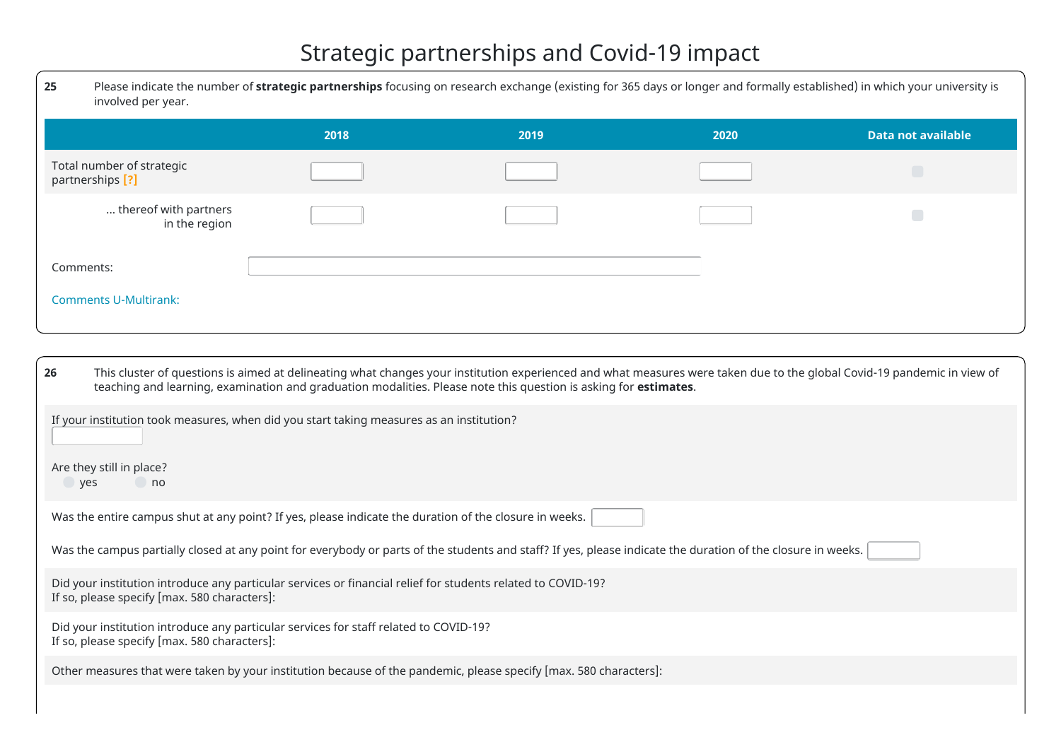# Strategic partnerships and Covid-19 impact

**25** Please indicate the number of **strategic partnerships** focusing on research exchange (existing for 365 days or longer and formally established) in which your university is involved per year.

| | 2018 | 2019 | 2020 | Data not available |
|---|---|---|---|---|
| Total number of strategic partnerships [?] | | | | |
| ... thereof with partners in the region | | | | |

Comments:

Comments U-Multirank:

**26** This cluster of questions is aimed at delineating what changes your institution experienced and what measures were taken due to the global Covid-19 pandemic in view of teaching and learning, examination and graduation modalities. Please note this question is asking for **estimates**.

If your institution took measures, when did you start taking measures as an institution?

Are they still in place?
- yes
- no

Was the entire campus shut at any point? If yes, please indicate the duration of the closure in weeks.

Was the campus partially closed at any point for everybody or parts of the students and staff? If yes, please indicate the duration of the closure in weeks.

Did your institution introduce any particular services or financial relief for students related to COVID-19?
If so, please specify [max. 580 characters]:

Did your institution introduce any particular services for staff related to COVID-19?
If so, please specify [max. 580 characters]:

Other measures that were taken by your institution because of the pandemic, please specify [max. 580 characters]: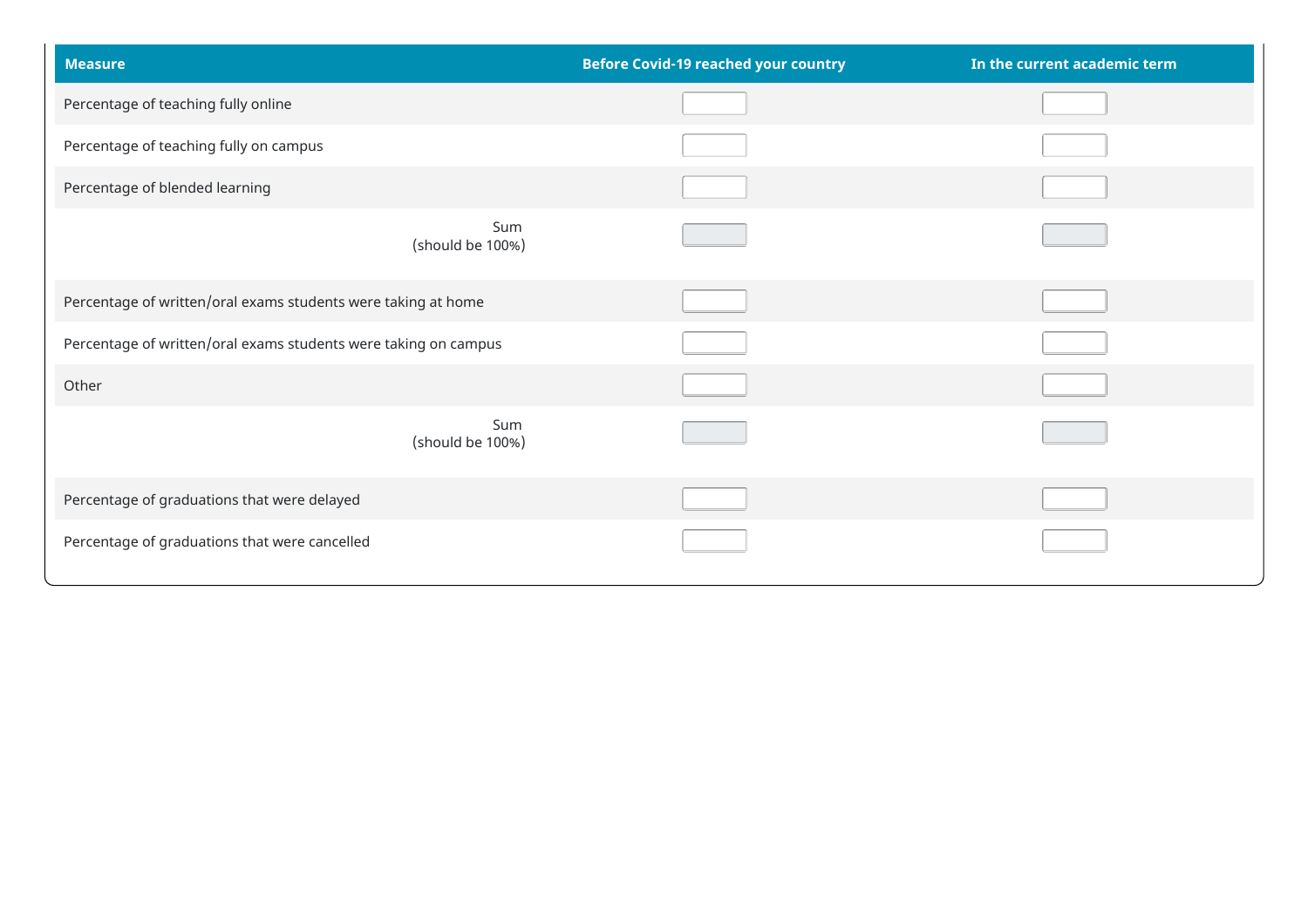| Measure | Before Covid-19 reached your country | In the current academic term |
|---|---|---|
| Percentage of teaching fully online | | |
| Percentage of teaching fully on campus | | |
| Percentage of blended learning | | |
| Sum (should be 100%) | | |
| Percentage of written/oral exams students were taking at home | | |
| Percentage of written/oral exams students were taking on campus | | |
| Other | | |
| Sum (should be 100%) | | |
| Percentage of graduations that were delayed | | |
| Percentage of graduations that were cancelled | | |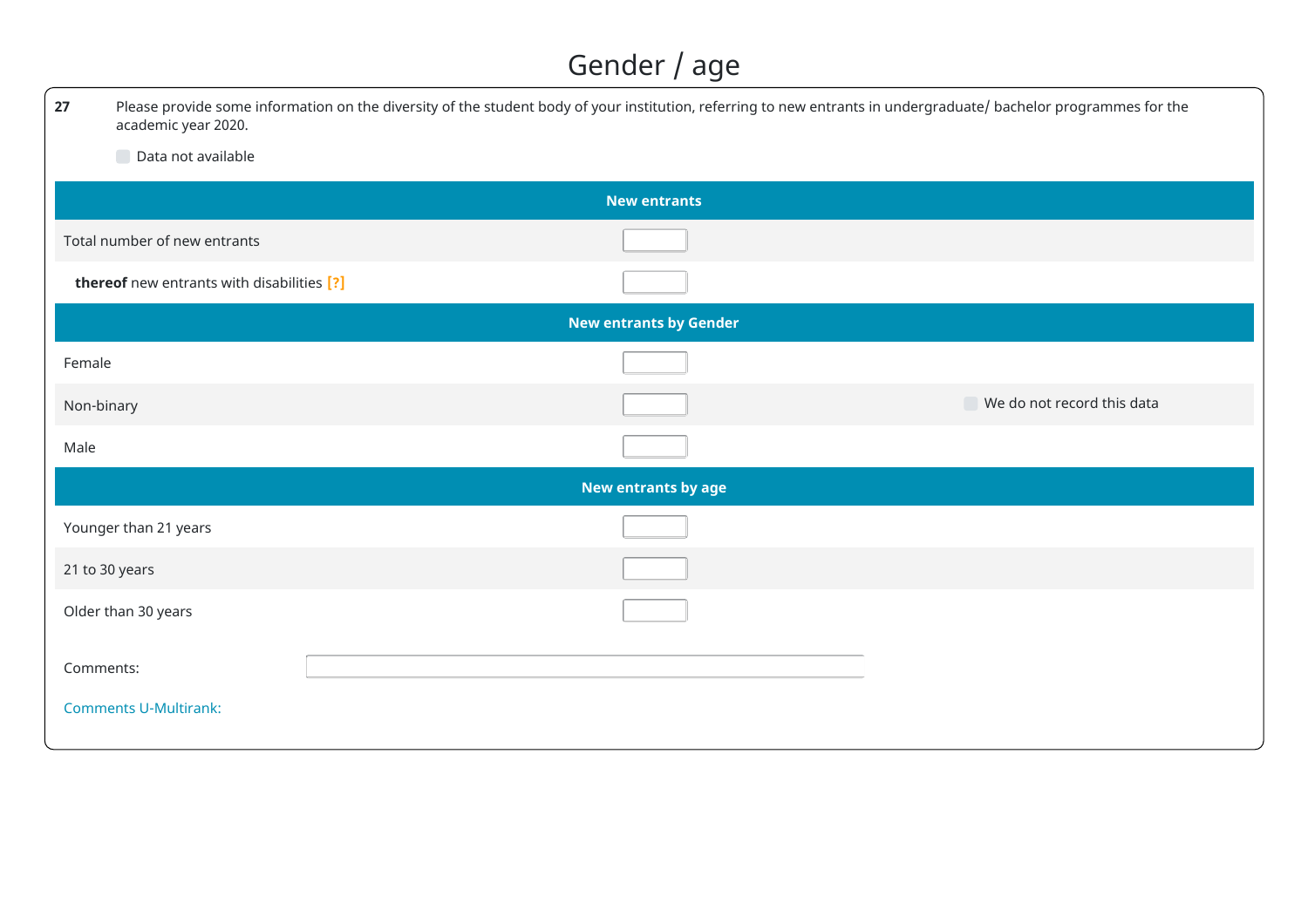# Gender / age

**27** Please provide some information on the diversity of the student body of your institution, referring to new entrants in undergraduate/ bachelor programmes for the academic year 2020.

☐ Data not available

| New entrants | | |
|---|---|---|
| Total number of new entrants | | |
| **thereof** new entrants with disabilities [?] | | |
| **New entrants by Gender** | | |
| Female | | |
| Non-binary | | ☐ We do not record this data |
| Male | | |
| **New entrants by age** | | |
| Younger than 21 years | | |
| 21 to 30 years | | |
| Older than 30 years | | |

Comments:

Comments U-Multirank: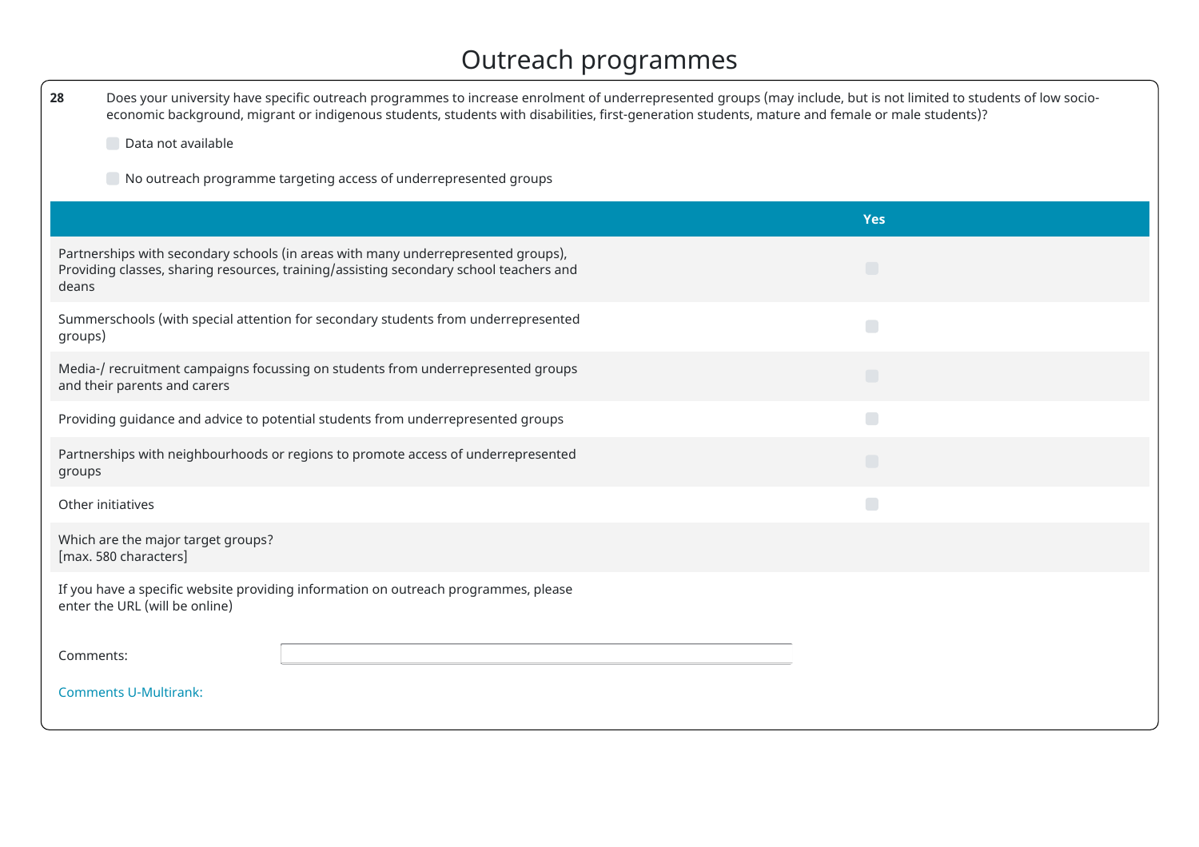# Outreach programmes

**28** Does your university have specific outreach programmes to increase enrolment of underrepresented groups (may include, but is not limited to students of low socio-economic background, migrant or indigenous students, students with disabilities, first-generation students, mature and female or male students)?

- [ ] Data not available
- [ ] No outreach programme targeting access of underrepresented groups

| | Yes |
|---|---|
| Partnerships with secondary schools (in areas with many underrepresented groups), Providing classes, sharing resources, training/assisting secondary school teachers and deans | ☐ |
| Summerschools (with special attention for secondary students from underrepresented groups) | ☐ |
| Media-/ recruitment campaigns focussing on students from underrepresented groups and their parents and carers | ☐ |
| Providing guidance and advice to potential students from underrepresented groups | ☐ |
| Partnerships with neighbourhoods or regions to promote access of underrepresented groups | ☐ |
| Other initiatives | ☐ |
| Which are the major target groups? [max. 580 characters] | |
| If you have a specific website providing information on outreach programmes, please enter the URL (will be online) | |

Comments:

Comments U-Multirank: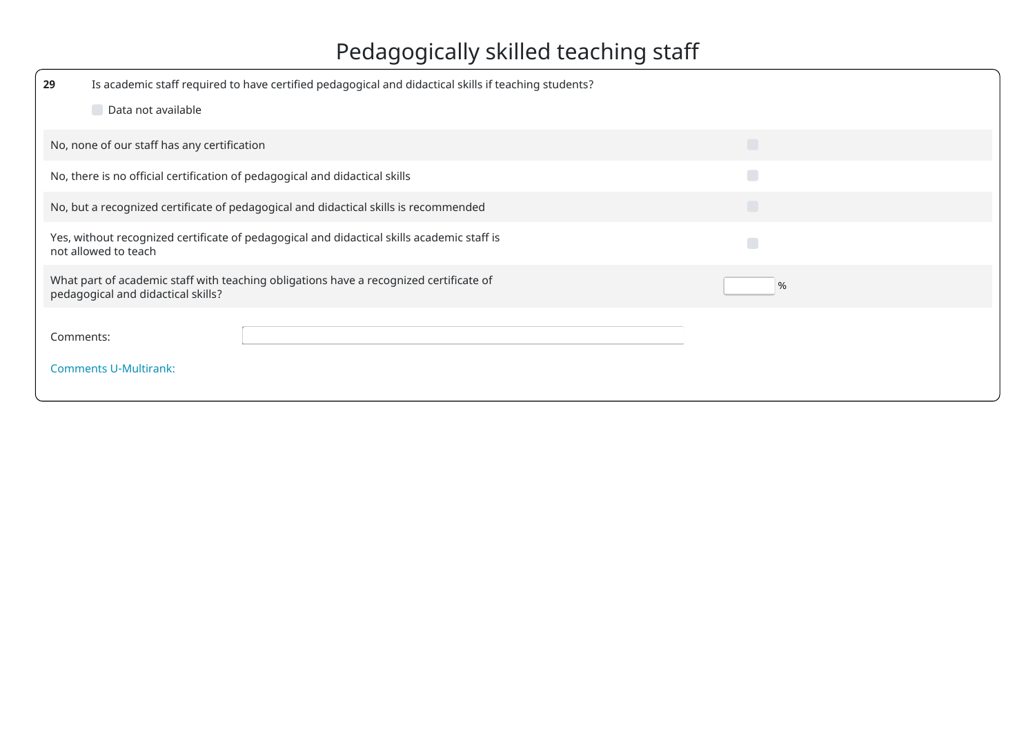# Pedagogically skilled teaching staff

**29** Is academic staff required to have certified pedagogical and didactical skills if teaching students?

☐ Data not available

| | |
|---|---|
| No, none of our staff has any certification | ☐ |
| No, there is no official certification of pedagogical and didactical skills | ☐ |
| No, but a recognized certificate of pedagogical and didactical skills is recommended | ☐ |
| Yes, without recognized certificate of pedagogical and didactical skills academic staff is not allowed to teach | ☐ |
| What part of academic staff with teaching obligations have a recognized certificate of pedagogical and didactical skills? | ____ % |

Comments:

Comments U-Multirank: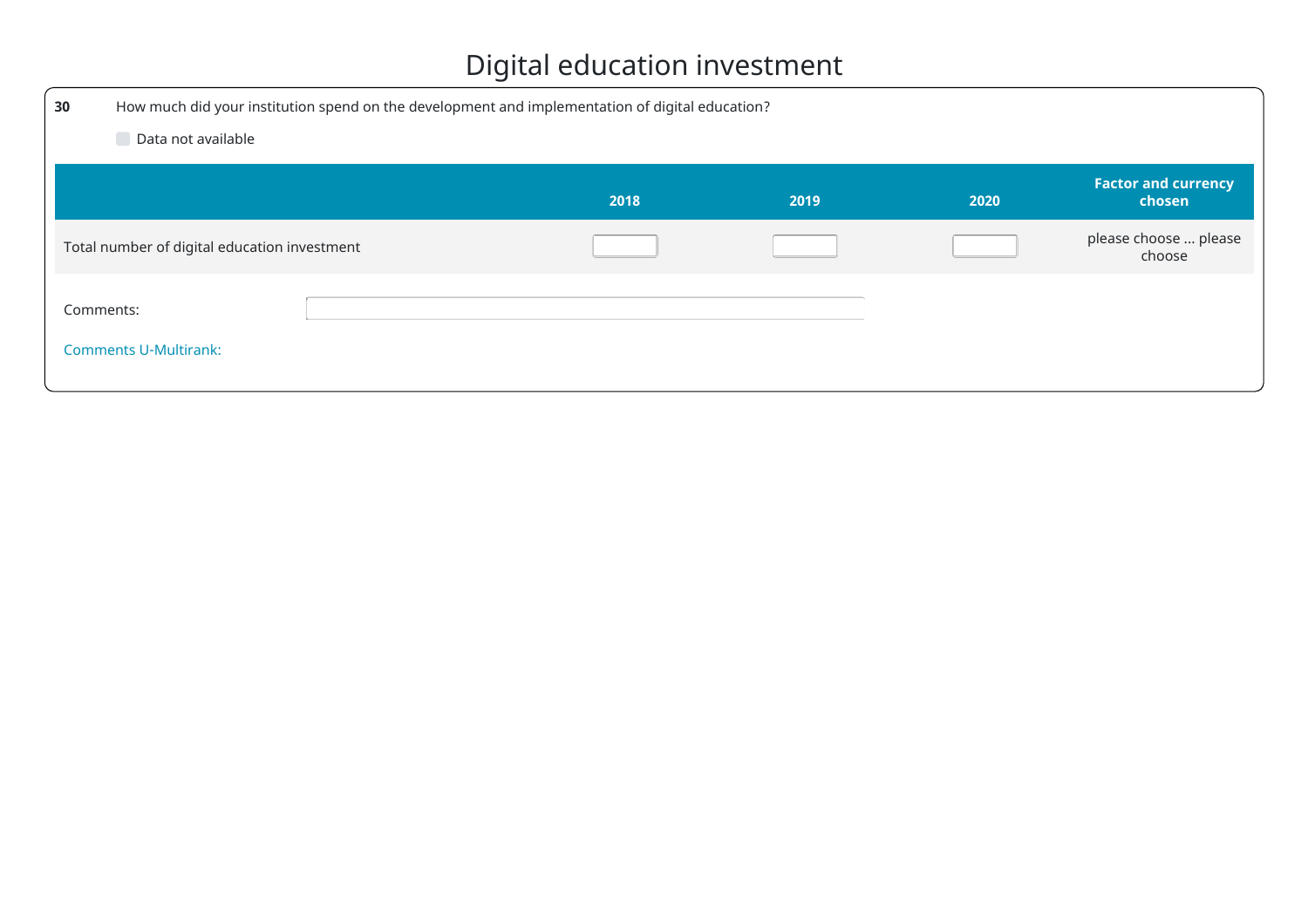# Digital education investment

**30** How much did your institution spend on the development and implementation of digital education?

☐ Data not available

| | 2018 | 2019 | 2020 | Factor and currency chosen |
|---|---|---|---|---|
| Total number of digital education investment | | | | please choose ... please choose |

Comments:

Comments U-Multirank: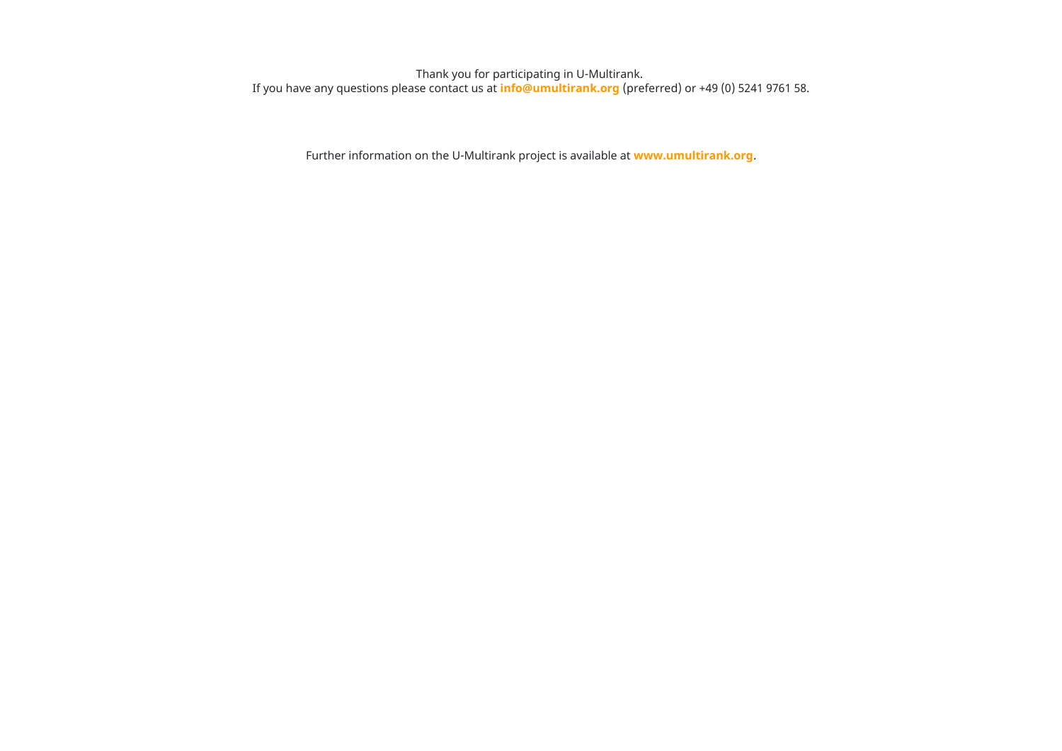Thank you for participating in U-Multirank.
If you have any questions please contact us at **info@umultirank.org** (preferred) or +49 (0) 5241 9761 58.

Further information on the U-Multirank project is available at **www.umultirank.org**.